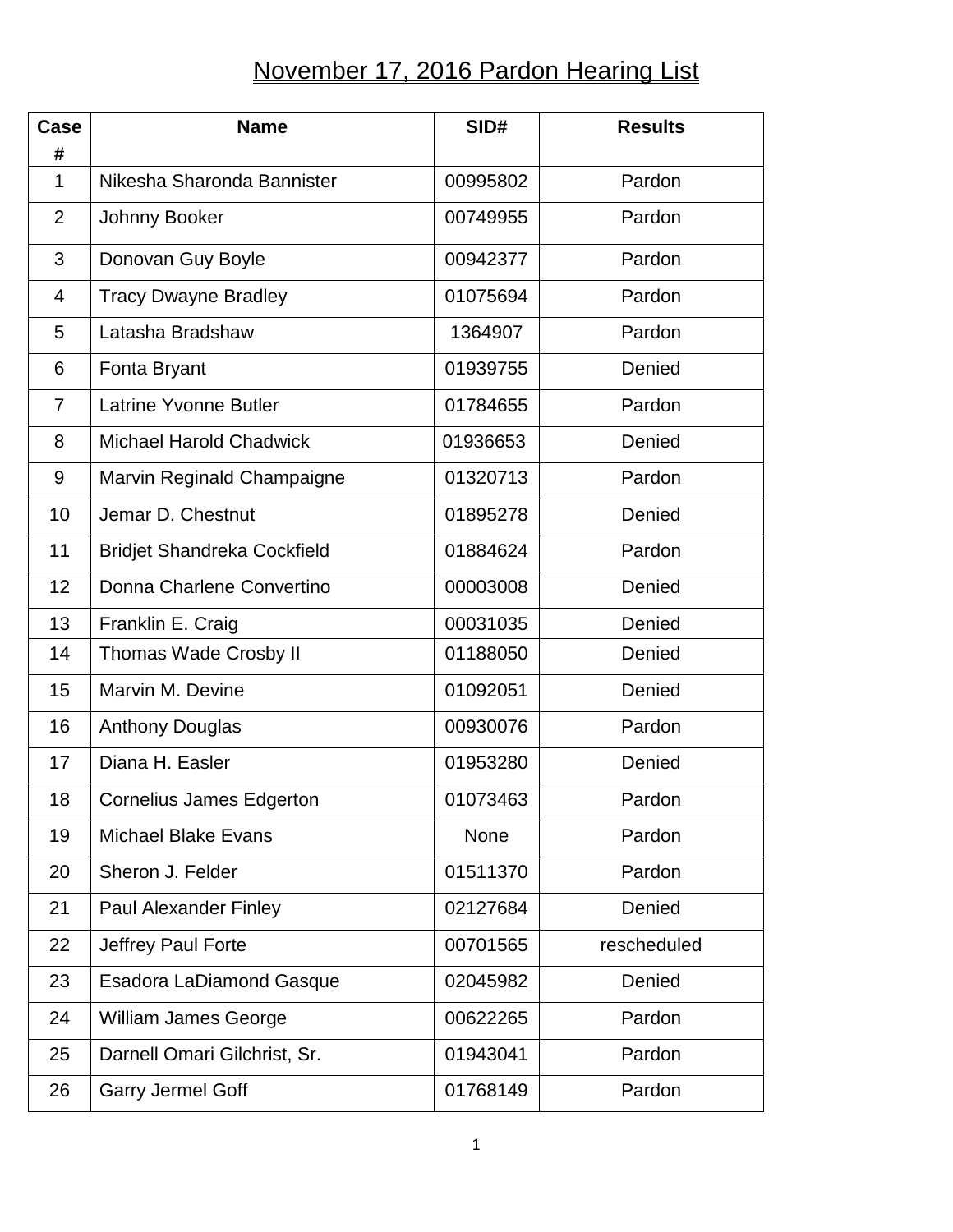# November 17, 2016 Pardon Hearing List

| Case # | Name | SID# | Results |
|---|---|---|---|
| 1 | Nikesha Sharonda Bannister | 00995802 | Pardon |
| 2 | Johnny Booker | 00749955 | Pardon |
| 3 | Donovan Guy Boyle | 00942377 | Pardon |
| 4 | Tracy Dwayne Bradley | 01075694 | Pardon |
| 5 | Latasha Bradshaw | 1364907 | Pardon |
| 6 | Fonta Bryant | 01939755 | Denied |
| 7 | Latrine Yvonne Butler | 01784655 | Pardon |
| 8 | Michael Harold Chadwick | 01936653 | Denied |
| 9 | Marvin Reginald Champaigne | 01320713 | Pardon |
| 10 | Jemar D. Chestnut | 01895278 | Denied |
| 11 | Bridjet Shandreka Cockfield | 01884624 | Pardon |
| 12 | Donna Charlene Convertino | 00003008 | Denied |
| 13 | Franklin E. Craig | 00031035 | Denied |
| 14 | Thomas Wade Crosby II | 01188050 | Denied |
| 15 | Marvin M. Devine | 01092051 | Denied |
| 16 | Anthony Douglas | 00930076 | Pardon |
| 17 | Diana H. Easler | 01953280 | Denied |
| 18 | Cornelius James Edgerton | 01073463 | Pardon |
| 19 | Michael Blake Evans | None | Pardon |
| 20 | Sheron J. Felder | 01511370 | Pardon |
| 21 | Paul Alexander Finley | 02127684 | Denied |
| 22 | Jeffrey Paul Forte | 00701565 | rescheduled |
| 23 | Esadora LaDiamond Gasque | 02045982 | Denied |
| 24 | William James George | 00622265 | Pardon |
| 25 | Darnell Omari Gilchrist, Sr. | 01943041 | Pardon |
| 26 | Garry Jermel Goff | 01768149 | Pardon |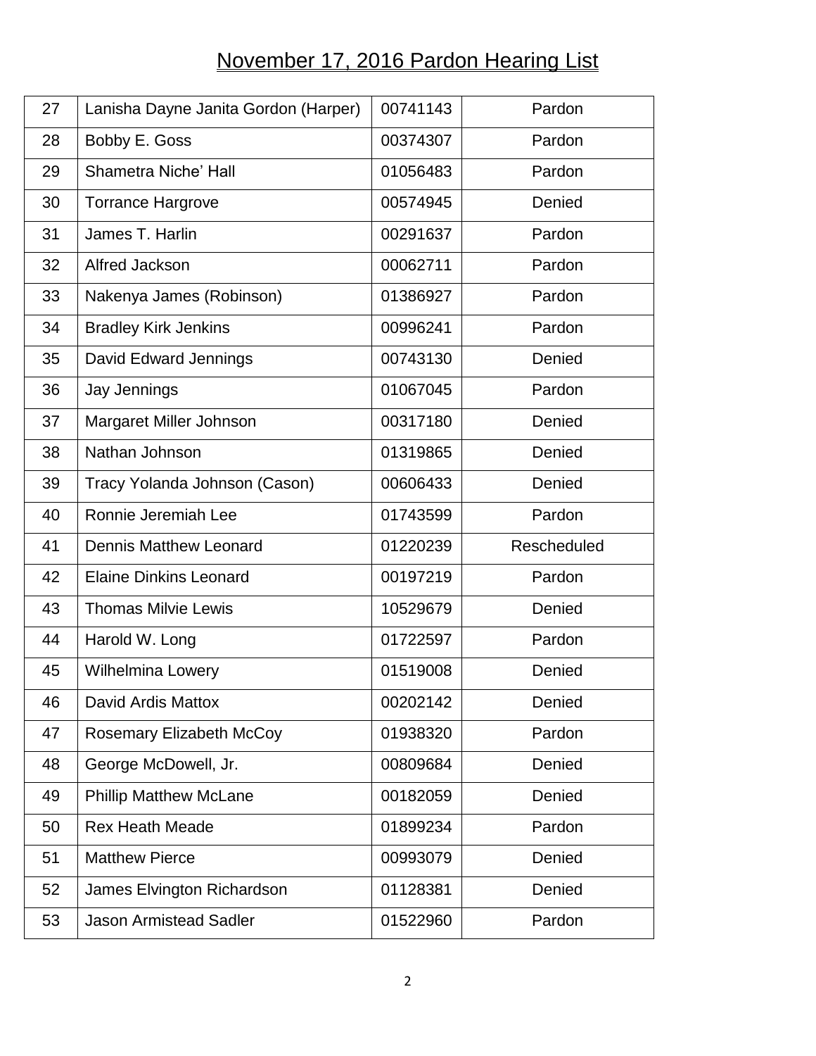# November 17, 2016 Pardon Hearing List

| | | | |
|---|---|---|---|
| 27 | Lanisha Dayne Janita Gordon (Harper) | 00741143 | Pardon |
| 28 | Bobby E. Goss | 00374307 | Pardon |
| 29 | Shametra Niche' Hall | 01056483 | Pardon |
| 30 | Torrance Hargrove | 00574945 | Denied |
| 31 | James T. Harlin | 00291637 | Pardon |
| 32 | Alfred Jackson | 00062711 | Pardon |
| 33 | Nakenya James (Robinson) | 01386927 | Pardon |
| 34 | Bradley Kirk Jenkins | 00996241 | Pardon |
| 35 | David Edward Jennings | 00743130 | Denied |
| 36 | Jay Jennings | 01067045 | Pardon |
| 37 | Margaret Miller Johnson | 00317180 | Denied |
| 38 | Nathan Johnson | 01319865 | Denied |
| 39 | Tracy Yolanda Johnson (Cason) | 00606433 | Denied |
| 40 | Ronnie Jeremiah Lee | 01743599 | Pardon |
| 41 | Dennis Matthew Leonard | 01220239 | Rescheduled |
| 42 | Elaine Dinkins Leonard | 00197219 | Pardon |
| 43 | Thomas Milvie Lewis | 10529679 | Denied |
| 44 | Harold W. Long | 01722597 | Pardon |
| 45 | Wilhelmina Lowery | 01519008 | Denied |
| 46 | David Ardis Mattox | 00202142 | Denied |
| 47 | Rosemary Elizabeth McCoy | 01938320 | Pardon |
| 48 | George McDowell, Jr. | 00809684 | Denied |
| 49 | Phillip Matthew McLane | 00182059 | Denied |
| 50 | Rex Heath Meade | 01899234 | Pardon |
| 51 | Matthew Pierce | 00993079 | Denied |
| 52 | James Elvington Richardson | 01128381 | Denied |
| 53 | Jason Armistead Sadler | 01522960 | Pardon |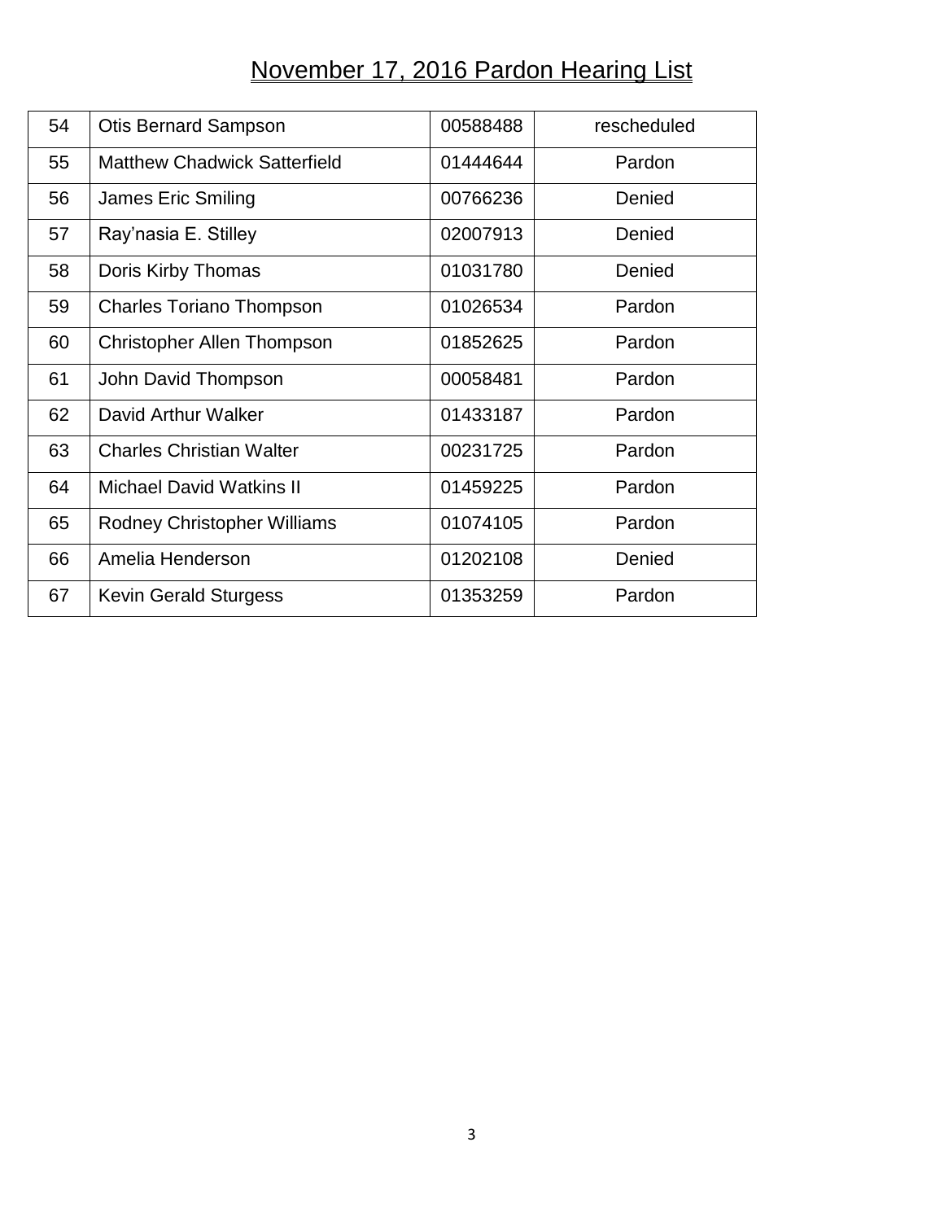# November 17, 2016 Pardon Hearing List

| | | | |
|---|---|---|---|
| 54 | Otis Bernard Sampson | 00588488 | rescheduled |
| 55 | Matthew Chadwick Satterfield | 01444644 | Pardon |
| 56 | James Eric Smiling | 00766236 | Denied |
| 57 | Ray'nasia E. Stilley | 02007913 | Denied |
| 58 | Doris Kirby Thomas | 01031780 | Denied |
| 59 | Charles Toriano Thompson | 01026534 | Pardon |
| 60 | Christopher Allen Thompson | 01852625 | Pardon |
| 61 | John David Thompson | 00058481 | Pardon |
| 62 | David Arthur Walker | 01433187 | Pardon |
| 63 | Charles Christian Walter | 00231725 | Pardon |
| 64 | Michael David Watkins II | 01459225 | Pardon |
| 65 | Rodney Christopher Williams | 01074105 | Pardon |
| 66 | Amelia Henderson | 01202108 | Denied |
| 67 | Kevin Gerald Sturgess | 01353259 | Pardon |